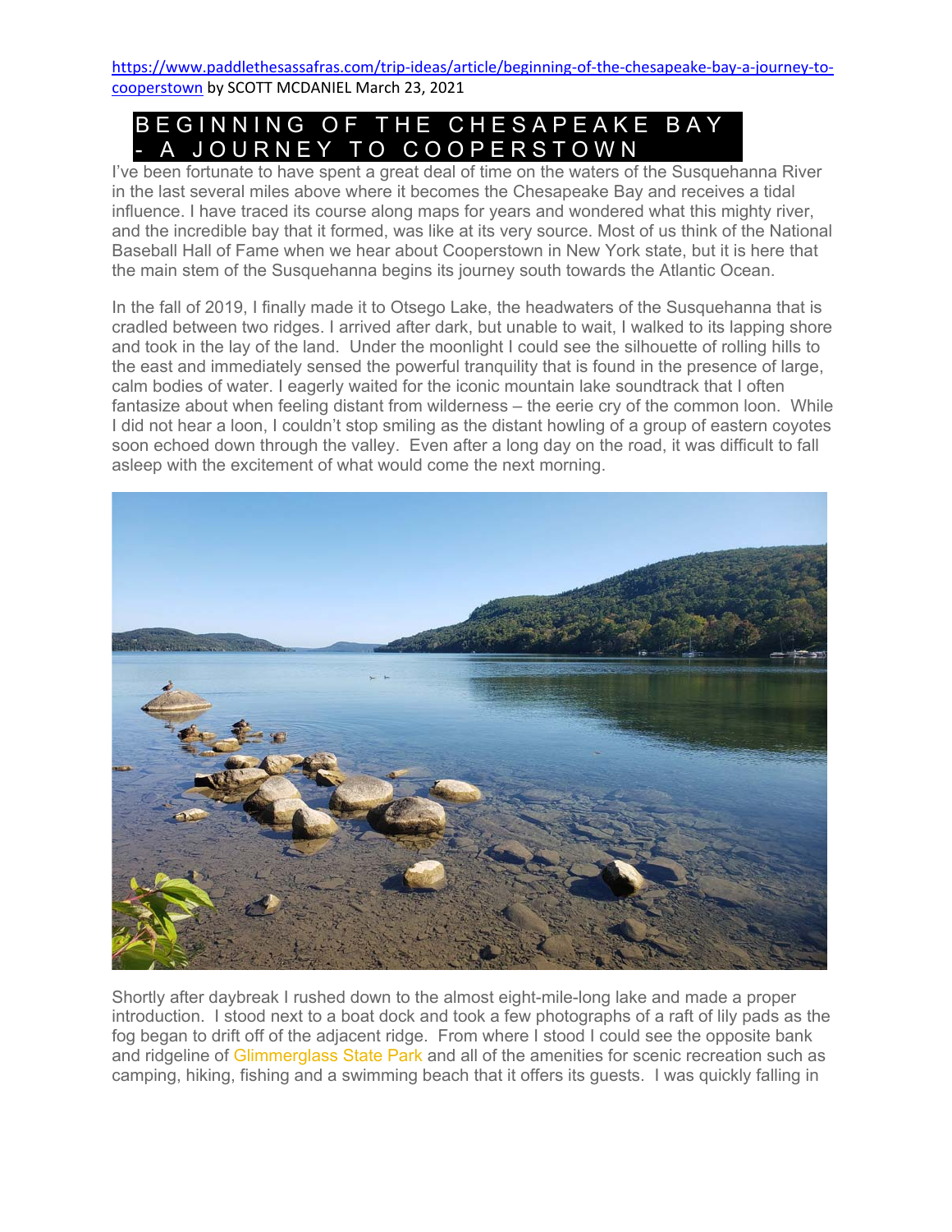https://www.paddlethesassafras.com/trip-ideas/article/beginning-of-the-chesapeake-bay-a-journey-to-cooperstown by SCOTT MCDANIEL March 23, 2021

# BEGINNING OF THE CHESAPEAKE BAY - A JOURNEY TO COOPERSTOWN

I've been fortunate to have spent a great deal of time on the waters of the Susquehanna River in the last several miles above where it becomes the Chesapeake Bay and receives a tidal influence. I have traced its course along maps for years and wondered what this mighty river, and the incredible bay that it formed, was like at its very source. Most of us think of the National Baseball Hall of Fame when we hear about Cooperstown in New York state, but it is here that the main stem of the Susquehanna begins its journey south towards the Atlantic Ocean.

In the fall of 2019, I finally made it to Otsego Lake, the headwaters of the Susquehanna that is cradled between two ridges. I arrived after dark, but unable to wait, I walked to its lapping shore and took in the lay of the land. Under the moonlight I could see the silhouette of rolling hills to the east and immediately sensed the powerful tranquility that is found in the presence of large, calm bodies of water. I eagerly waited for the iconic mountain lake soundtrack that I often fantasize about when feeling distant from wilderness – the eerie cry of the common loon. While I did not hear a loon, I couldn't stop smiling as the distant howling of a group of eastern coyotes soon echoed down through the valley. Even after a long day on the road, it was difficult to fall asleep with the excitement of what would come the next morning.

Shortly after daybreak I rushed down to the almost eight-mile-long lake and made a proper introduction. I stood next to a boat dock and took a few photographs of a raft of lily pads as the fog began to drift off of the adjacent ridge. From where I stood I could see the opposite bank and ridgeline of Glimmerglass State Park and all of the amenities for scenic recreation such as camping, hiking, fishing and a swimming beach that it offers its guests. I was quickly falling in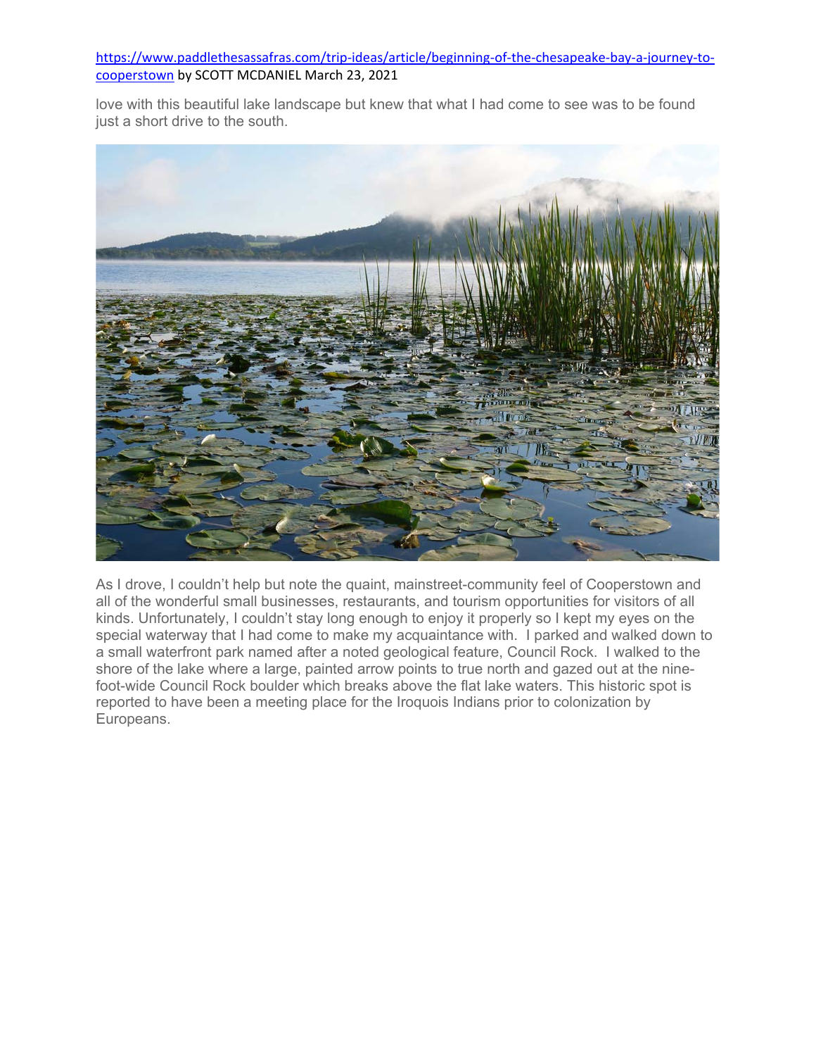https://www.paddlethesassafras.com/trip-ideas/article/beginning-of-the-chesapeake-bay-a-journey-to-cooperstown by SCOTT MCDANIEL March 23, 2021

love with this beautiful lake landscape but knew that what I had come to see was to be found just a short drive to the south.

As I drove, I couldn't help but note the quaint, mainstreet-community feel of Cooperstown and all of the wonderful small businesses, restaurants, and tourism opportunities for visitors of all kinds. Unfortunately, I couldn't stay long enough to enjoy it properly so I kept my eyes on the special waterway that I had come to make my acquaintance with. I parked and walked down to a small waterfront park named after a noted geological feature, Council Rock. I walked to the shore of the lake where a large, painted arrow points to true north and gazed out at the nine-foot-wide Council Rock boulder which breaks above the flat lake waters. This historic spot is reported to have been a meeting place for the Iroquois Indians prior to colonization by Europeans.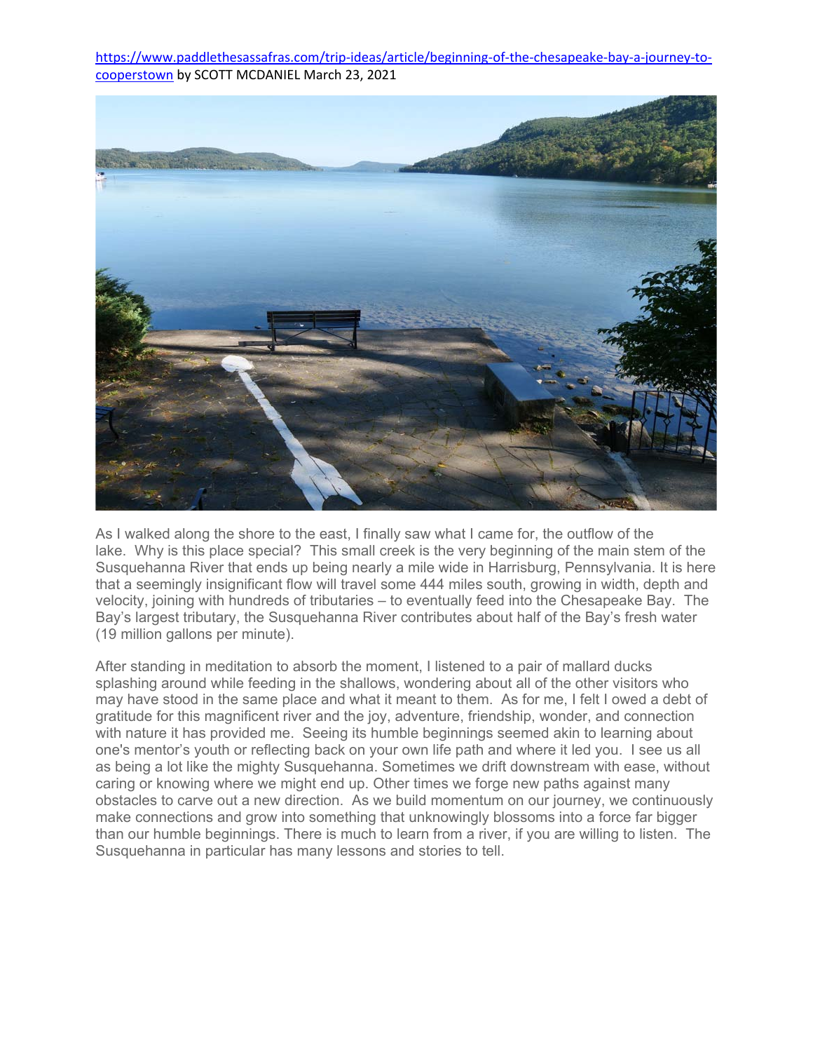https://www.paddlethesassafras.com/trip-ideas/article/beginning-of-the-chesapeake-bay-a-journey-to-cooperstown by SCOTT MCDANIEL March 23, 2021

As I walked along the shore to the east, I finally saw what I came for, the outflow of the lake. Why is this place special? This small creek is the very beginning of the main stem of the Susquehanna River that ends up being nearly a mile wide in Harrisburg, Pennsylvania. It is here that a seemingly insignificant flow will travel some 444 miles south, growing in width, depth and velocity, joining with hundreds of tributaries – to eventually feed into the Chesapeake Bay. The Bay's largest tributary, the Susquehanna River contributes about half of the Bay's fresh water (19 million gallons per minute).

After standing in meditation to absorb the moment, I listened to a pair of mallard ducks splashing around while feeding in the shallows, wondering about all of the other visitors who may have stood in the same place and what it meant to them. As for me, I felt I owed a debt of gratitude for this magnificent river and the joy, adventure, friendship, wonder, and connection with nature it has provided me. Seeing its humble beginnings seemed akin to learning about one's mentor's youth or reflecting back on your own life path and where it led you. I see us all as being a lot like the mighty Susquehanna. Sometimes we drift downstream with ease, without caring or knowing where we might end up. Other times we forge new paths against many obstacles to carve out a new direction. As we build momentum on our journey, we continuously make connections and grow into something that unknowingly blossoms into a force far bigger than our humble beginnings. There is much to learn from a river, if you are willing to listen. The Susquehanna in particular has many lessons and stories to tell.